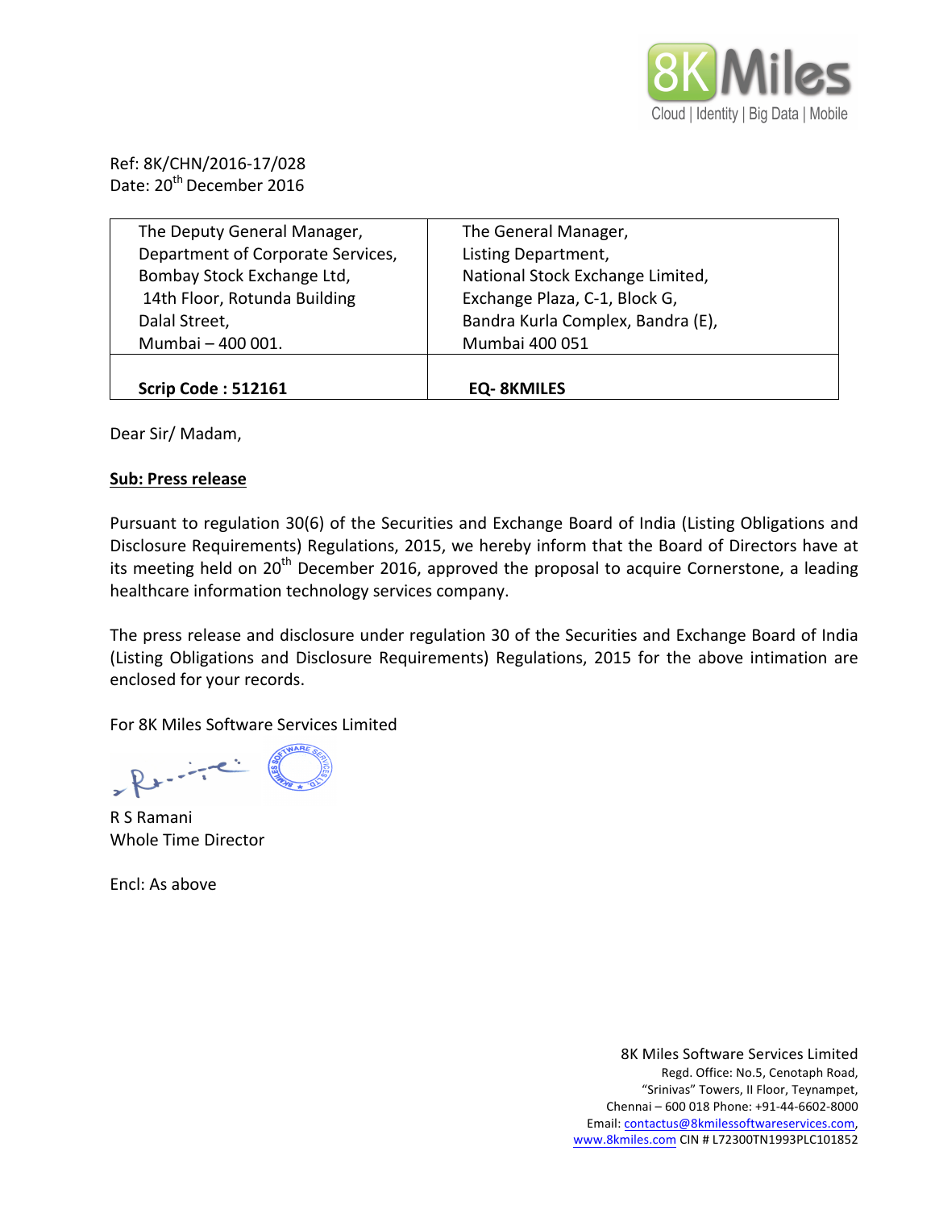8K Miles
Cloud | Identity | Big Data | Mobile

Ref: 8K/CHN/2016-17/028
Date: 20th December 2016

| The Deputy General Manager,<br>Department of Corporate Services,<br>Bombay Stock Exchange Ltd,<br>14th Floor, Rotunda Building<br>Dalal Street,<br>Mumbai – 400 001. | The General Manager,<br>Listing Department,<br>National Stock Exchange Limited,<br>Exchange Plaza, C-1, Block G,<br>Bandra Kurla Complex, Bandra (E),<br>Mumbai 400 051 |
|---|---|
| **Scrip Code : 512161** | **EQ- 8KMILES** |

Dear Sir/ Madam,

**Sub: Press release**

Pursuant to regulation 30(6) of the Securities and Exchange Board of India (Listing Obligations and Disclosure Requirements) Regulations, 2015, we hereby inform that the Board of Directors have at its meeting held on 20th December 2016, approved the proposal to acquire Cornerstone, a leading healthcare information technology services company.

The press release and disclosure under regulation 30 of the Securities and Exchange Board of India (Listing Obligations and Disclosure Requirements) Regulations, 2015 for the above intimation are enclosed for your records.

For 8K Miles Software Services Limited

R S Ramani
Whole Time Director

Encl: As above

8K Miles Software Services Limited
Regd. Office: No.5, Cenotaph Road,
"Srinivas" Towers, II Floor, Teynampet,
Chennai – 600 018 Phone: +91-44-6602-8000
Email: contactus@8kmilessoftwareservices.com,
www.8kmiles.com CIN # L72300TN1993PLC101852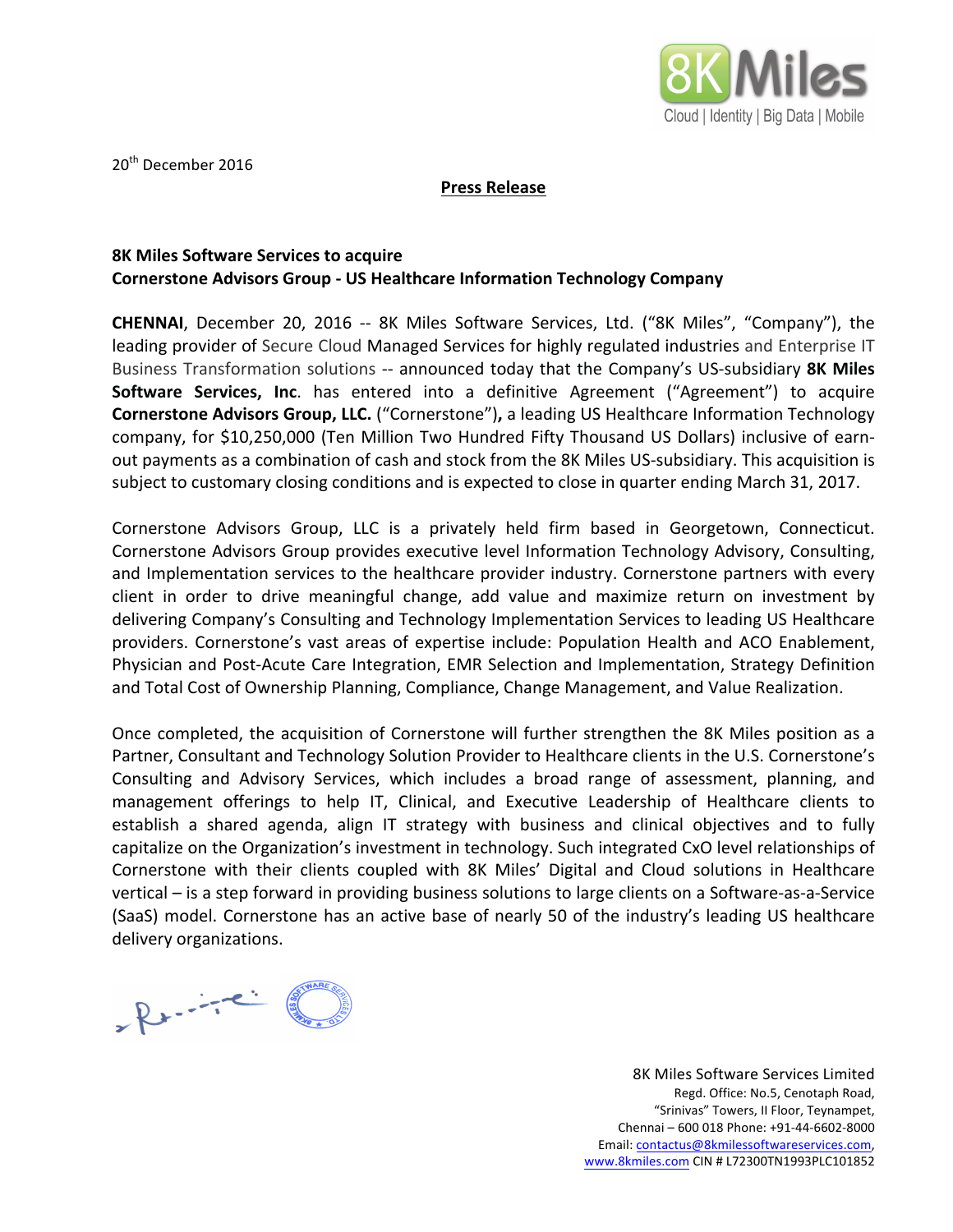20th December 2016

**Press Release**

**8K Miles Software Services to acquire**
**Cornerstone Advisors Group - US Healthcare Information Technology Company**

**CHENNAI**, December 20, 2016 -- 8K Miles Software Services, Ltd. ("8K Miles", "Company"), the leading provider of Secure Cloud Managed Services for highly regulated industries and Enterprise IT Business Transformation solutions -- announced today that the Company's US-subsidiary **8K Miles Software Services, Inc**. has entered into a definitive Agreement ("Agreement") to acquire **Cornerstone Advisors Group, LLC.** ("Cornerstone")**,** a leading US Healthcare Information Technology company, for $10,250,000 (Ten Million Two Hundred Fifty Thousand US Dollars) inclusive of earn-out payments as a combination of cash and stock from the 8K Miles US-subsidiary. This acquisition is subject to customary closing conditions and is expected to close in quarter ending March 31, 2017.

Cornerstone Advisors Group, LLC is a privately held firm based in Georgetown, Connecticut. Cornerstone Advisors Group provides executive level Information Technology Advisory, Consulting, and Implementation services to the healthcare provider industry. Cornerstone partners with every client in order to drive meaningful change, add value and maximize return on investment by delivering Company's Consulting and Technology Implementation Services to leading US Healthcare providers. Cornerstone's vast areas of expertise include: Population Health and ACO Enablement, Physician and Post-Acute Care Integration, EMR Selection and Implementation, Strategy Definition and Total Cost of Ownership Planning, Compliance, Change Management, and Value Realization.

Once completed, the acquisition of Cornerstone will further strengthen the 8K Miles position as a Partner, Consultant and Technology Solution Provider to Healthcare clients in the U.S. Cornerstone's Consulting and Advisory Services, which includes a broad range of assessment, planning, and management offerings to help IT, Clinical, and Executive Leadership of Healthcare clients to establish a shared agenda, align IT strategy with business and clinical objectives and to fully capitalize on the Organization's investment in technology. Such integrated CxO level relationships of Cornerstone with their clients coupled with 8K Miles' Digital and Cloud solutions in Healthcare vertical – is a step forward in providing business solutions to large clients on a Software-as-a-Service (SaaS) model. Cornerstone has an active base of nearly 50 of the industry's leading US healthcare delivery organizations.

8K Miles Software Services Limited
Regd. Office: No.5, Cenotaph Road,
"Srinivas" Towers, II Floor, Teynampet,
Chennai – 600 018 Phone: +91-44-6602-8000
Email: contactus@8kmilessoftwareservices.com,
www.8kmiles.com CIN # L72300TN1993PLC101852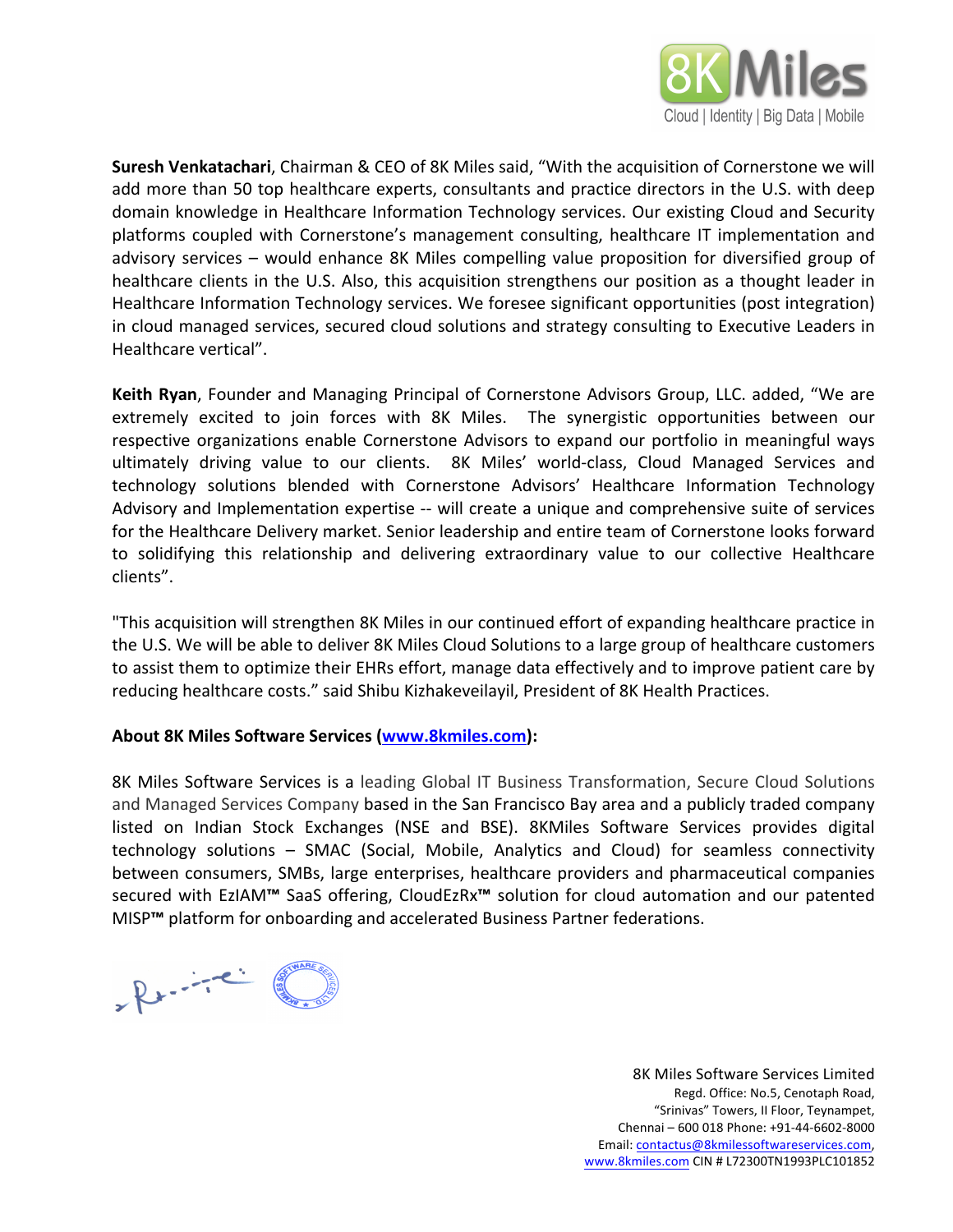**Suresh Venkatachari**, Chairman & CEO of 8K Miles said, "With the acquisition of Cornerstone we will add more than 50 top healthcare experts, consultants and practice directors in the U.S. with deep domain knowledge in Healthcare Information Technology services. Our existing Cloud and Security platforms coupled with Cornerstone's management consulting, healthcare IT implementation and advisory services – would enhance 8K Miles compelling value proposition for diversified group of healthcare clients in the U.S. Also, this acquisition strengthens our position as a thought leader in Healthcare Information Technology services. We foresee significant opportunities (post integration) in cloud managed services, secured cloud solutions and strategy consulting to Executive Leaders in Healthcare vertical".

**Keith Ryan**, Founder and Managing Principal of Cornerstone Advisors Group, LLC. added, "We are extremely excited to join forces with 8K Miles. The synergistic opportunities between our respective organizations enable Cornerstone Advisors to expand our portfolio in meaningful ways ultimately driving value to our clients. 8K Miles' world-class, Cloud Managed Services and technology solutions blended with Cornerstone Advisors' Healthcare Information Technology Advisory and Implementation expertise -- will create a unique and comprehensive suite of services for the Healthcare Delivery market. Senior leadership and entire team of Cornerstone looks forward to solidifying this relationship and delivering extraordinary value to our collective Healthcare clients".

"This acquisition will strengthen 8K Miles in our continued effort of expanding healthcare practice in the U.S. We will be able to deliver 8K Miles Cloud Solutions to a large group of healthcare customers to assist them to optimize their EHRs effort, manage data effectively and to improve patient care by reducing healthcare costs." said Shibu Kizhakeveilayil, President of 8K Health Practices.

**About 8K Miles Software Services ([www.8kmiles.com](www.8kmiles.com)):**

8K Miles Software Services is a leading Global IT Business Transformation, Secure Cloud Solutions and Managed Services Company based in the San Francisco Bay area and a publicly traded company listed on Indian Stock Exchanges (NSE and BSE). 8KMiles Software Services provides digital technology solutions – SMAC (Social, Mobile, Analytics and Cloud) for seamless connectivity between consumers, SMBs, large enterprises, healthcare providers and pharmaceutical companies secured with EzIAM™ SaaS offering, CloudEzRx™ solution for cloud automation and our patented MISP™ platform for onboarding and accelerated Business Partner federations.

8K Miles Software Services Limited
Regd. Office: No.5, Cenotaph Road,
"Srinivas" Towers, II Floor, Teynampet,
Chennai – 600 018 Phone: +91-44-6602-8000
Email: contactus@8kmilessoftwareservices.com,
www.8kmiles.com CIN # L72300TN1993PLC101852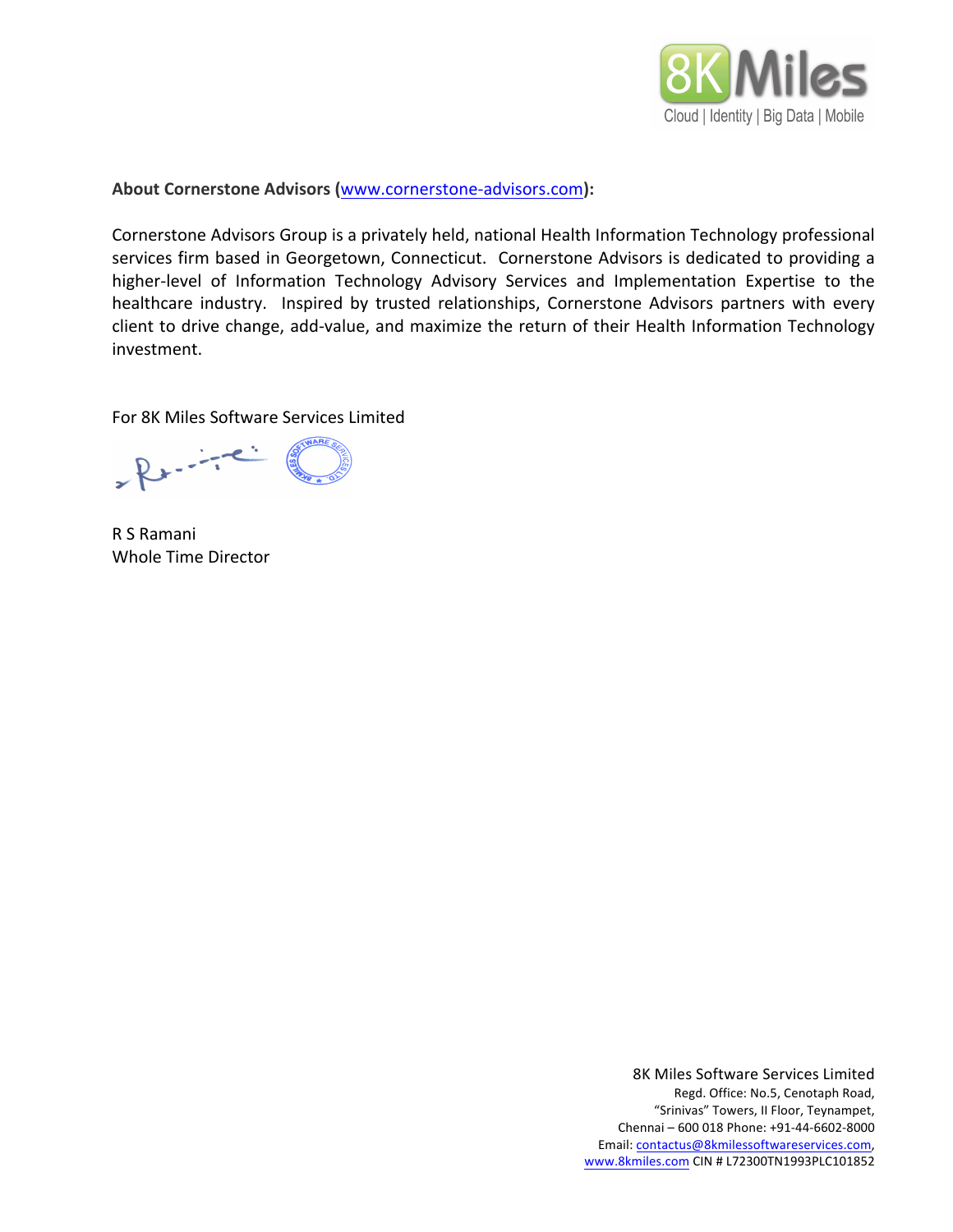**About Cornerstone Advisors (www.cornerstone-advisors.com):**

Cornerstone Advisors Group is a privately held, national Health Information Technology professional services firm based in Georgetown, Connecticut. Cornerstone Advisors is dedicated to providing a higher-level of Information Technology Advisory Services and Implementation Expertise to the healthcare industry. Inspired by trusted relationships, Cornerstone Advisors partners with every client to drive change, add-value, and maximize the return of their Health Information Technology investment.

For 8K Miles Software Services Limited

R S Ramani
Whole Time Director

8K Miles Software Services Limited
Regd. Office: No.5, Cenotaph Road,
"Srinivas" Towers, II Floor, Teynampet,
Chennai – 600 018 Phone: +91-44-6602-8000
Email: contactus@8kmilessoftwareservices.com,
www.8kmiles.com CIN # L72300TN1993PLC101852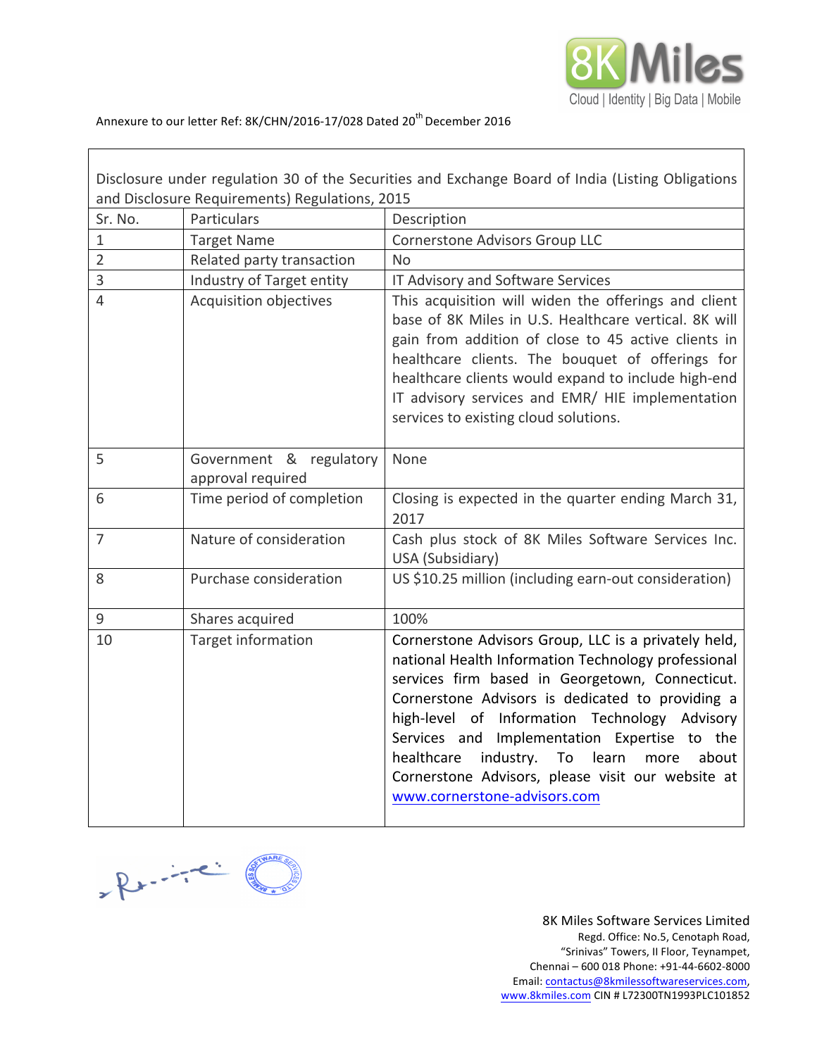Annexure to our letter Ref: 8K/CHN/2016-17/028 Dated 20th December 2016

| Disclosure under regulation 30 of the Securities and Exchange Board of India (Listing Obligations and Disclosure Requirements) Regulations, 2015 | | |
|---|---|---|
| Sr. No. | Particulars | Description |
| 1 | Target Name | Cornerstone Advisors Group LLC |
| 2 | Related party transaction | No |
| 3 | Industry of Target entity | IT Advisory and Software Services |
| 4 | Acquisition objectives | This acquisition will widen the offerings and client base of 8K Miles in U.S. Healthcare vertical. 8K will gain from addition of close to 45 active clients in healthcare clients. The bouquet of offerings for healthcare clients would expand to include high-end IT advisory services and EMR/ HIE implementation services to existing cloud solutions. |
| 5 | Government & regulatory approval required | None |
| 6 | Time period of completion | Closing is expected in the quarter ending March 31, 2017 |
| 7 | Nature of consideration | Cash plus stock of 8K Miles Software Services Inc. USA (Subsidiary) |
| 8 | Purchase consideration | US $10.25 million (including earn-out consideration) |
| 9 | Shares acquired | 100% |
| 10 | Target information | Cornerstone Advisors Group, LLC is a privately held, national Health Information Technology professional services firm based in Georgetown, Connecticut. Cornerstone Advisors is dedicated to providing a high-level of Information Technology Advisory Services and Implementation Expertise to the healthcare industry. To learn more about Cornerstone Advisors, please visit our website at www.cornerstone-advisors.com |

8K Miles Software Services Limited
Regd. Office: No.5, Cenotaph Road,
"Srinivas" Towers, II Floor, Teynampet,
Chennai – 600 018 Phone: +91-44-6602-8000
Email: contactus@8kmilessoftwareservices.com,
www.8kmiles.com CIN # L72300TN1993PLC101852